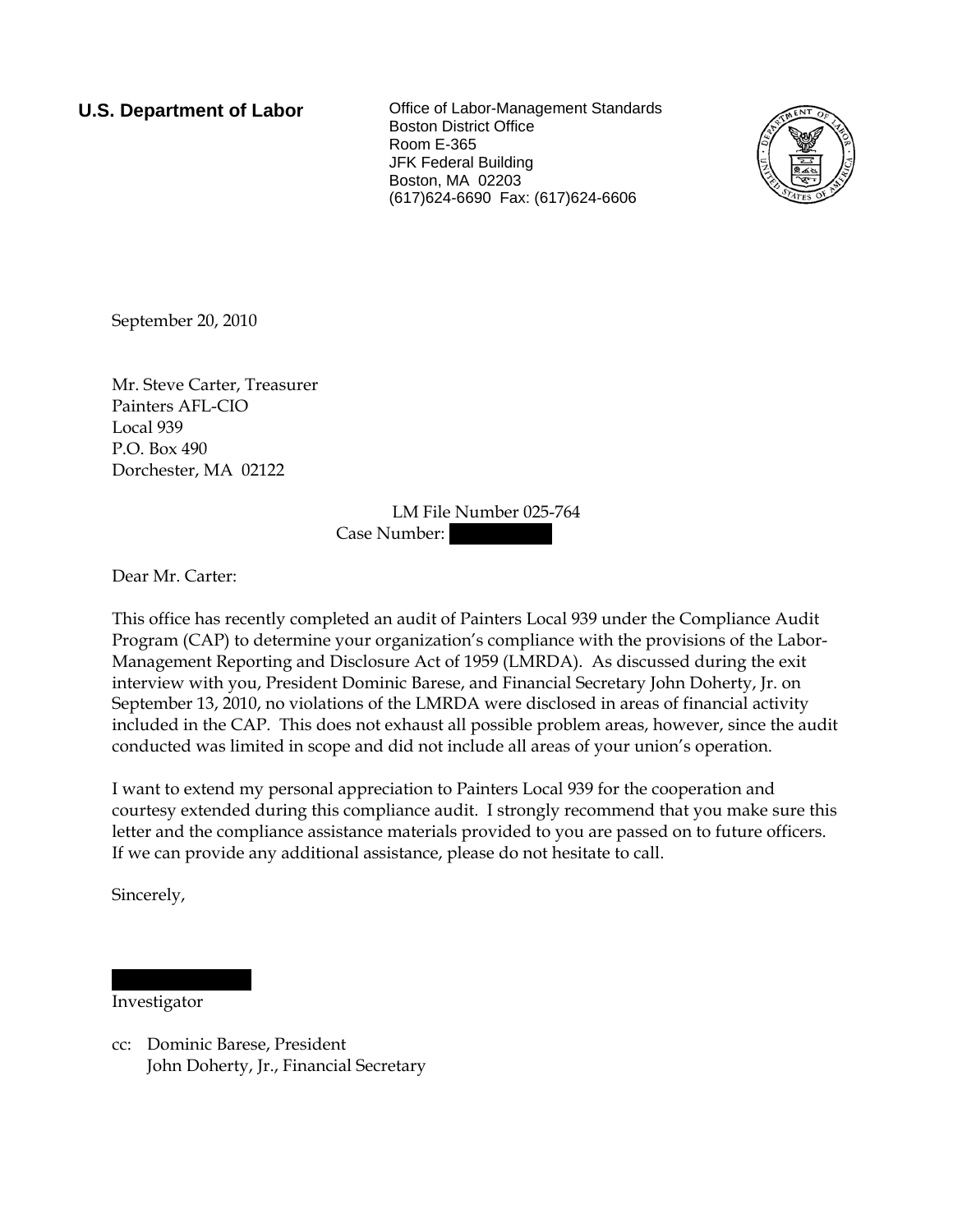**U.S. Department of Labor**

Office of Labor-Management Standards
Boston District Office
Room E-365
JFK Federal Building
Boston, MA 02203
(617)624-6690 Fax: (617)624-6606

September 20, 2010

Mr. Steve Carter, Treasurer
Painters AFL-CIO
Local 939
P.O. Box 490
Dorchester, MA 02122

LM File Number 025-764
Case Number:

Dear Mr. Carter:

This office has recently completed an audit of Painters Local 939 under the Compliance Audit Program (CAP) to determine your organization's compliance with the provisions of the Labor-Management Reporting and Disclosure Act of 1959 (LMRDA). As discussed during the exit interview with you, President Dominic Barese, and Financial Secretary John Doherty, Jr. on September 13, 2010, no violations of the LMRDA were disclosed in areas of financial activity included in the CAP. This does not exhaust all possible problem areas, however, since the audit conducted was limited in scope and did not include all areas of your union's operation.

I want to extend my personal appreciation to Painters Local 939 for the cooperation and courtesy extended during this compliance audit. I strongly recommend that you make sure this letter and the compliance assistance materials provided to you are passed on to future officers. If we can provide any additional assistance, please do not hesitate to call.

Sincerely,

Investigator

cc: Dominic Barese, President
John Doherty, Jr., Financial Secretary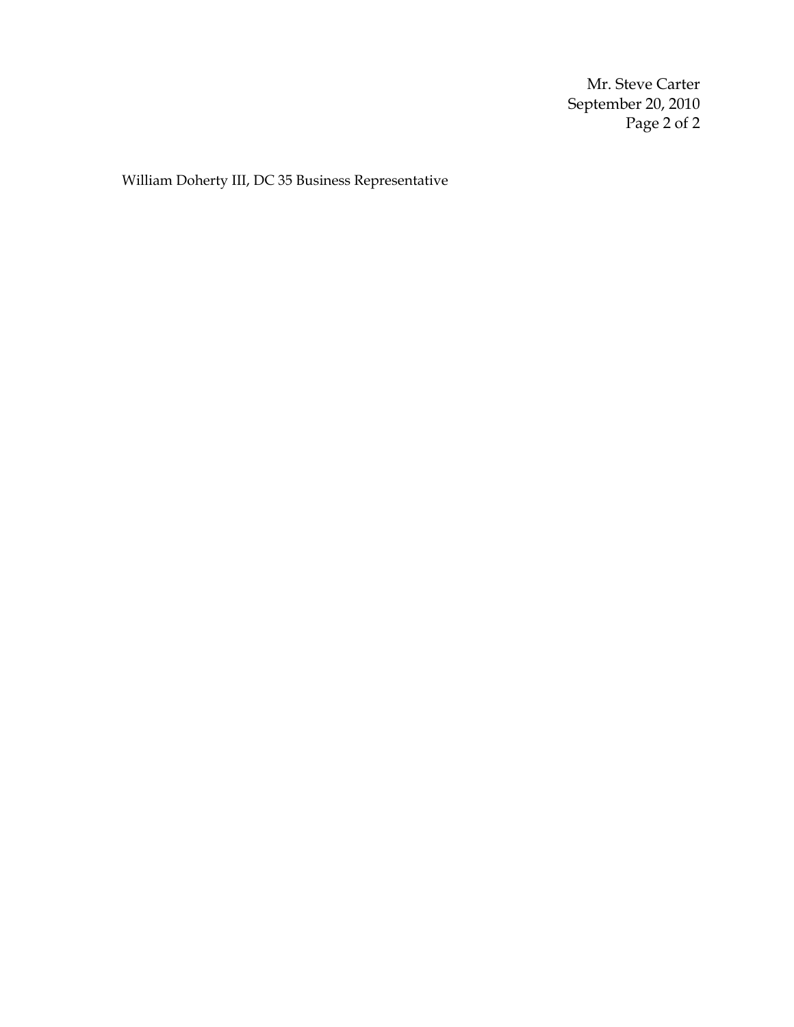William Doherty III, DC 35 Business Representative